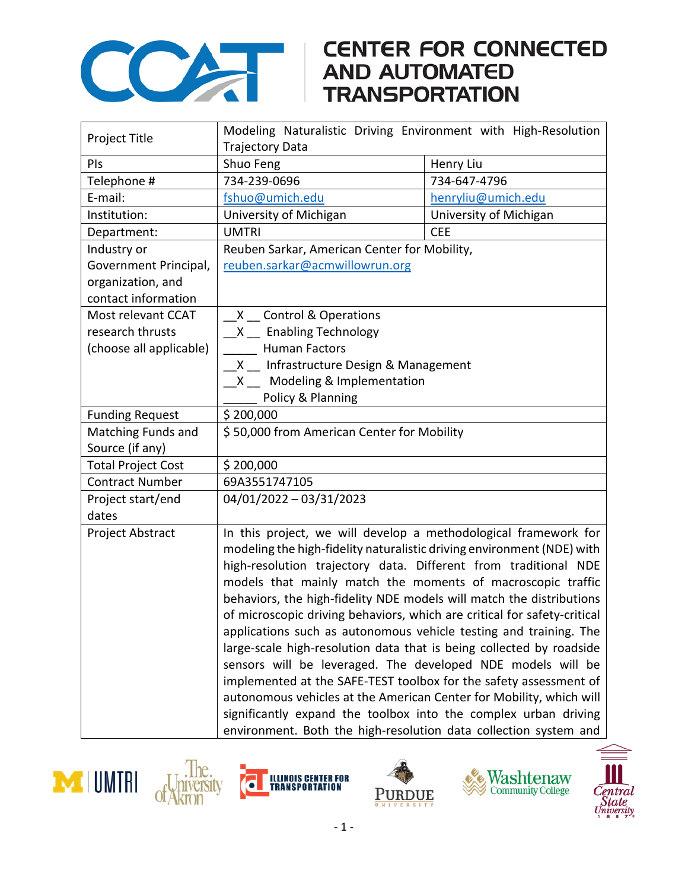# CENTER FOR CONNECTED AND AUTOMATED TRANSPORTATION

| Project Title | Modeling Naturalistic Driving Environment with High-Resolution Trajectory Data | |
|---|---|---|
| PIs | Shuo Feng | Henry Liu |
| Telephone # | 734-239-0696 | 734-647-4796 |
| E-mail: | fshuo@umich.edu | henryliu@umich.edu |
| Institution: | University of Michigan | University of Michigan |
| Department: | UMTRI | CEE |
| Industry or Government Principal, organization, and contact information | Reuben Sarkar, American Center for Mobility, reuben.sarkar@acmwillowrun.org | |
| Most relevant CCAT research thrusts (choose all applicable) | __X __ Control & Operations<br>__X __ Enabling Technology<br>_____ Human Factors<br>__X __ Infrastructure Design & Management<br>__X __ Modeling & Implementation<br>_____ Policy & Planning | |
| Funding Request | $ 200,000 | |
| Matching Funds and Source (if any) | $ 50,000 from American Center for Mobility | |
| Total Project Cost | $ 200,000 | |
| Contract Number | 69A3551747105 | |
| Project start/end dates | 04/01/2022 – 03/31/2023 | |
| Project Abstract | In this project, we will develop a methodological framework for modeling the high-fidelity naturalistic driving environment (NDE) with high-resolution trajectory data. Different from traditional NDE models that mainly match the moments of macroscopic traffic behaviors, the high-fidelity NDE models will match the distributions of microscopic driving behaviors, which are critical for safety-critical applications such as autonomous vehicle testing and training. The large-scale high-resolution data that is being collected by roadside sensors will be leveraged. The developed NDE models will be implemented at the SAFE-TEST toolbox for the safety assessment of autonomous vehicles at the American Center for Mobility, which will significantly expand the toolbox into the complex urban driving environment. Both the high-resolution data collection system and | |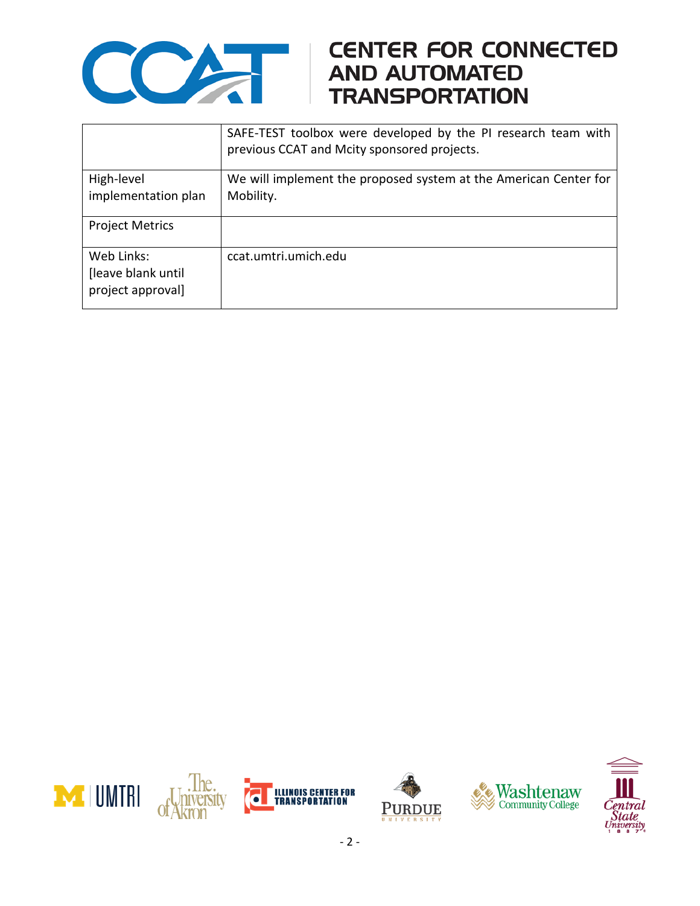| | |
|---|---|
| | SAFE-TEST toolbox were developed by the PI research team with previous CCAT and Mcity sponsored projects. |
| High-level implementation plan | We will implement the proposed system at the American Center for Mobility. |
| Project Metrics | |
| Web Links: [leave blank until project approval] | ccat.umtri.umich.edu |